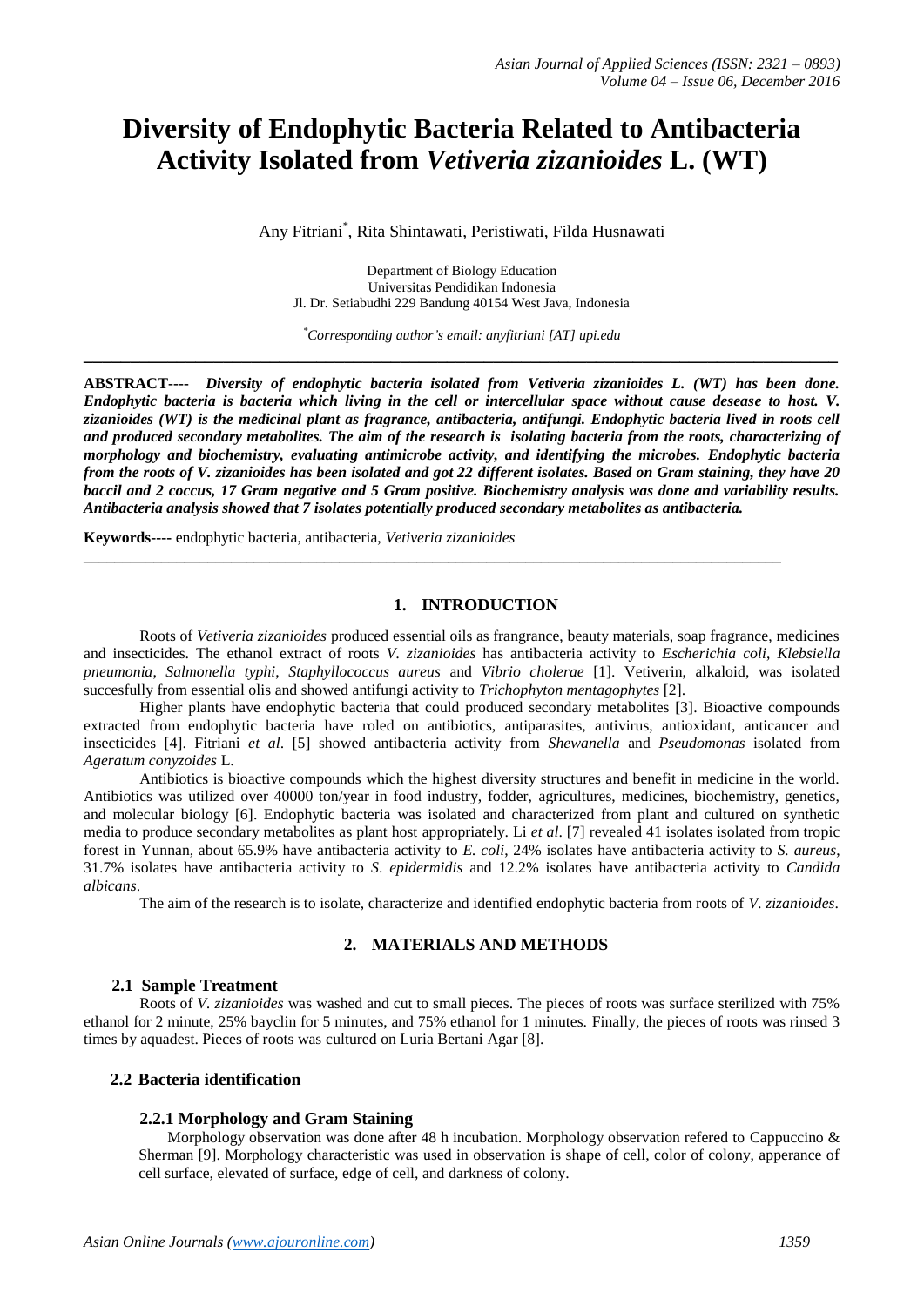# Diversity of Endophytic Bacteria Related to Antibacteria Activity Isolated from *Vetiveria zizanioides* L. (WT)

Any Fitriani*, Rita Shintawati, Peristiwati, Filda Husnawati

Department of Biology Education
Universitas Pendidikan Indonesia
Jl. Dr. Setiabudhi 229 Bandung 40154 West Java, Indonesia

*Corresponding author's email: anyfitriani [AT] upi.edu

---

**ABSTRACT----** ***Diversity of endophytic bacteria isolated from Vetiveria zizanioides L. (WT) has been done. Endophytic bacteria is bacteria which living in the cell or intercellular space without cause desease to host. V. zizanioides (WT) is the medicinal plant as fragrance, antibacteria, antifungi. Endophytic bacteria lived in roots cell and produced secondary metabolites. The aim of the research is isolating bacteria from the roots, characterizing of morphology and biochemistry, evaluating antimicrobe activity, and identifying the microbes. Endophytic bacteria from the roots of V. zizanioides has been isolated and got 22 different isolates. Based on Gram staining, they have 20 baccil and 2 coccus, 17 Gram negative and 5 Gram positive. Biochemistry analysis was done and variability results. Antibacteria analysis showed that 7 isolates potentially produced secondary metabolites as antibacteria.***

**Keywords----** endophytic bacteria, antibacteria, *Vetiveria zizanioides*

---

## 1. INTRODUCTION

Roots of *Vetiveria zizanioides* produced essential oils as frangrance, beauty materials, soap fragrance, medicines and insecticides. The ethanol extract of roots *V. zizanioides* has antibacteria activity to *Escherichia coli*, *Klebsiella pneumonia*, *Salmonella typhi*, *Staphyllococcus aureus* and *Vibrio cholerae* [1]. Vetiverin, alkaloid, was isolated succesfully from essential olis and showed antifungi activity to *Trichophyton mentagophytes* [2].

Higher plants have endophytic bacteria that could produced secondary metabolites [3]. Bioactive compounds extracted from endophytic bacteria have roled on antibiotics, antiparasites, antivirus, antioxidant, anticancer and insecticides [4]. Fitriani *et al*. [5] showed antibacteria activity from *Shewanella* and *Pseudomonas* isolated from *Ageratum conyzoides* L.

Antibiotics is bioactive compounds which the highest diversity structures and benefit in medicine in the world. Antibiotics was utilized over 40000 ton/year in food industry, fodder, agricultures, medicines, biochemistry, genetics, and molecular biology [6]. Endophytic bacteria was isolated and characterized from plant and cultured on synthetic media to produce secondary metabolites as plant host appropriately. Li *et al*. [7] revealed 41 isolates isolated from tropic forest in Yunnan, about 65.9% have antibacteria activity to *E. coli*, 24% isolates have antibacteria activity to *S. aureus*, 31.7% isolates have antibacteria activity to *S. epidermidis* and 12.2% isolates have antibacteria activity to *Candida albicans*.

The aim of the research is to isolate, characterze and identified endophytic bacteria from roots of *V. zizanioides*.

## 2. MATERIALS AND METHODS

### 2.1 Sample Treatment

Roots of *V. zizanioides* was washed and cut to small pieces. The pieces of roots was surface sterilized with 75% ethanol for 2 minute, 25% bayclin for 5 minutes, and 75% ethanol for 1 minutes. Finally, the pieces of roots was rinsed 3 times by aquadest. Pieces of roots was cultured on Luria Bertani Agar [8].

### 2.2 Bacteria identification

#### 2.2.1 Morphology and Gram Staining

Morphology observation was done after 48 h incubation. Morphology observation refered to Cappuccino & Sherman [9]. Morphology characteristic was used in observation is shape of cell, color of colony, apperance of cell surface, elevated of surface, edge of cell, and darkness of colony.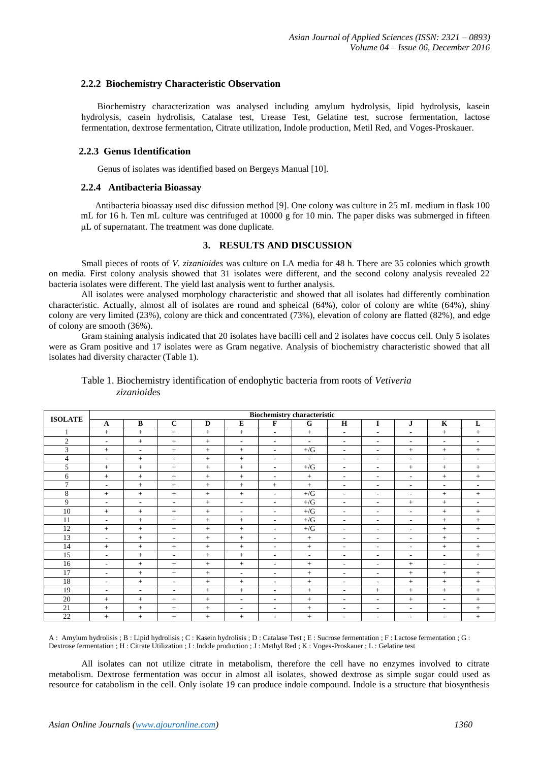### 2.2.2 Biochemistry Characteristic Observation

Biochemistry characterization was analysed including amylum hydrolysis, lipid hydrolysis, kasein hydrolysis, casein hydrolisis, Catalase test, Urease Test, Gelatine test, sucrose fermentation, lactose fermentation, dextrose fermentation, Citrate utilization, Indole production, Metil Red, and Voges-Proskauer.

### 2.2.3 Genus Identification

Genus of isolates was identified based on Bergeys Manual [10].

### 2.2.4 Antibacteria Bioassay

Antibacteria bioassay used disc difussion method [9]. One colony was culture in 25 mL medium in flask 100 mL for 16 h. Ten mL culture was centrifuged at 10000 g for 10 min. The paper disks was submerged in fifteen μL of supernatant. The treatment was done duplicate.

## 3. RESULTS AND DISCUSSION

Small pieces of roots of *V. zizanioides* was culture on LA media for 48 h. There are 35 colonies which growth on media. First colony analysis showed that 31 isolates were different, and the second colony analysis revealed 22 bacteria isolates were different. The yield last analysis went to further analysis.

All isolates were analysed morphology characteristic and showed that all isolates had differently combination characteristic. Actually, almost all of isolates are round and spheical (64%), color of colony are white (64%), shiny colony are very limited (23%), colony are thick and concentrated (73%), elevation of colony are flatted (82%), and edge of colony are smooth (36%).

Gram staining analysis indicated that 20 isolates have bacilli cell and 2 isolates have coccus cell. Only 5 isolates were as Gram positive and 17 isolates were as Gram negative. Analysis of biochemistry characteristic showed that all isolates had diversity character (Table 1).

Table 1. Biochemistry identification of endophytic bacteria from roots of *Vetiveria zizanioides*

| ISOLATE | Biochemistry characteristic | | | | | | | | | | | |
|---|---|---|---|---|---|---|---|---|---|---|---|---|
| | A | B | C | D | E | F | G | H | I | J | K | L |
| 1 | + | + | + | + | + | - | + | - | - | - | + | + |
| 2 | - | + | + | + | - | - | - | - | - | - | - | - |
| 3 | + | - | + | + | + | - | +/G | - | - | + | + | + |
| 4 | - | + | - | + | + | - | - | - | - | - | - | - |
| 5 | + | + | + | + | + | - | +/G | - | - | + | + | + |
| 6 | + | + | + | + | + | - | + | - | - | - | + | + |
| 7 | - | + | + | + | + | + | + | - | - | - | - | - |
| 8 | + | + | + | + | + | - | +/G | - | - | - | + | + |
| 9 | - | - | - | + | - | - | +/G | - | - | + | + | - |
| 10 | + | + | + | + | - | - | +/G | - | - | - | + | + |
| 11 | - | + | + | + | + | - | +/G | - | - | - | + | + |
| 12 | + | + | + | + | + | - | +/G | - | - | - | + | + |
| 13 | - | + | - | + | + | - | + | - | - | - | + | - |
| 14 | + | + | + | + | + | - | + | - | - | - | + | + |
| 15 | - | + | - | + | + | - | - | - | - | - | - | + |
| 16 | - | + | + | + | + | - | + | - | - | + | - | - |
| 17 | - | + | + | + | - | - | + | - | - | + | + | + |
| 18 | - | + | - | + | + | - | + | - | - | + | + | + |
| 19 | - | - | - | + | + | - | + | - | + | + | + | + |
| 20 | + | + | + | + | - | - | + | - | - | + | - | + |
| 21 | + | + | + | + | - | - | + | - | - | - | - | + |
| 22 | + | + | + | + | + | - | + | - | - | - | - | + |

A : Amylum hydrolisis ; B : Lipid hydrolisis ; C : Kasein hydrolisis ; D : Catalase Test ; E : Sucrose fermentation ; F : Lactose fermentation ; G : Dextrose fermentation ; H : Citrate Utilization ; I : Indole production ; J : Methyl Red ; K : Voges-Proskauer ; L : Gelatine test

All isolates can not utilize citrate in metabolism, therefore the cell have no enzymes involved to citrate metabolism. Dextrose fermentation was occur in almost all isolates, showed dextrose as simple sugar could used as resource for catabolism in the cell. Only isolate 19 can produce indole compound. Indole is a structure that biosynthesis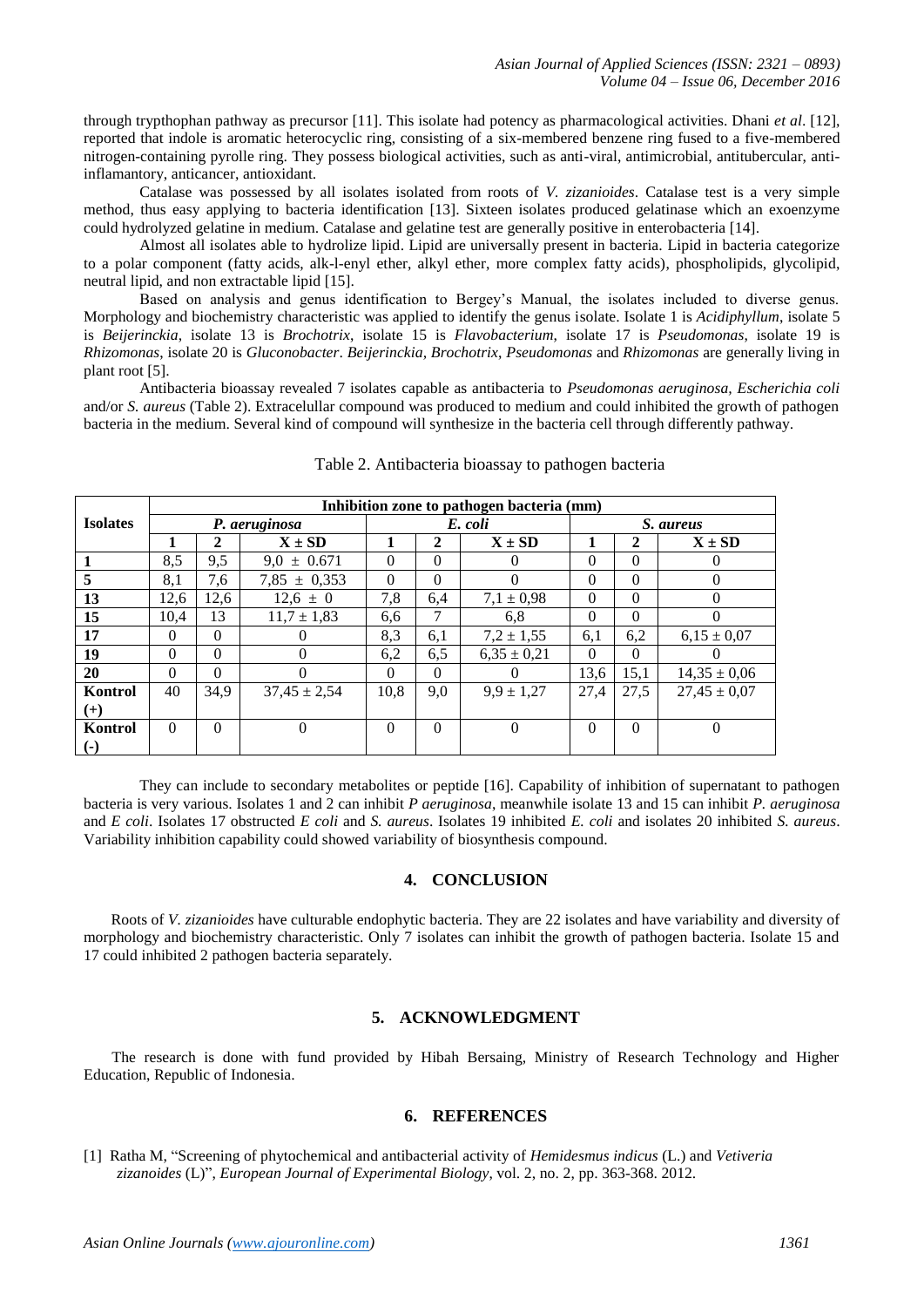through trypthophan pathway as precursor [11]. This isolate had potency as pharmacological activities. Dhani *et al*. [12], reported that indole is aromatic heterocyclic ring, consisting of a six-membered benzene ring fused to a five-membered nitrogen-containing pyrolle ring. They possess biological activities, such as anti-viral, antimicrobial, antitubercular, anti-inflamantory, anticancer, antioxidant.

Catalase was possessed by all isolates isolated from roots of *V. zizanioides*. Catalase test is a very simple method, thus easy applying to bacteria identification [13]. Sixteen isolates produced gelatinase which an exoenzyme could hydrolyzed gelatine in medium. Catalase and gelatine test are generally positive in enterobacteria [14].

Almost all isolates able to hydrolize lipid. Lipid are universally present in bacteria. Lipid in bacteria categorize to a polar component (fatty acids, alk-l-enyl ether, alkyl ether, more complex fatty acids), phospholipids, glycolipid, neutral lipid, and non extractable lipid [15].

Based on analysis and genus identification to Bergey's Manual, the isolates included to diverse genus. Morphology and biochemistry characteristic was applied to identify the genus isolate. Isolate 1 is *Acidiphyllum*, isolate 5 is *Beijerinckia*, isolate 13 is *Brochotrix*, isolate 15 is *Flavobacterium*, isolate 17 is *Pseudomonas*, isolate 19 is *Rhizomonas*, isolate 20 is *Gluconobacter*. *Beijerinckia*, *Brochotrix*, *Pseudomonas* and *Rhizomonas* are generally living in plant root [5].

Antibacteria bioassay revealed 7 isolates capable as antibacteria to *Pseudomonas aeruginosa*, *Escherichia coli* and/or *S. aureus* (Table 2). Extracelullar compound was produced to medium and could inhibited the growth of pathogen bacteria in the medium. Several kind of compound will synthesize in the bacteria cell through differently pathway.

Table 2. Antibacteria bioassay to pathogen bacteria

| Isolates | Inhibition zone to pathogen bacteria (mm) | | | | | | | | |
|---|---|---|---|---|---|---|---|---|---|
| | *P. aeruginosa* | | | *E. coli* | | | *S. aureus* | | |
| | 1 | 2 | X ± SD | 1 | 2 | X ± SD | 1 | 2 | X ± SD |
| **1** | 8,5 | 9,5 | 9,0 ± 0.671 | 0 | 0 | 0 | 0 | 0 | 0 |
| **5** | 8,1 | 7,6 | 7,85 ± 0,353 | 0 | 0 | 0 | 0 | 0 | 0 |
| **13** | 12,6 | 12,6 | 12,6 ± 0 | 7,8 | 6,4 | 7,1 ± 0,98 | 0 | 0 | 0 |
| **15** | 10,4 | 13 | 11,7 ± 1,83 | 6,6 | 7 | 6,8 | 0 | 0 | 0 |
| **17** | 0 | 0 | 0 | 8,3 | 6,1 | 7,2 ± 1,55 | 6,1 | 6,2 | 6,15 ± 0,07 |
| **19** | 0 | 0 | 0 | 6,2 | 6,5 | 6,35 ± 0,21 | 0 | 0 | 0 |
| **20** | 0 | 0 | 0 | 0 | 0 | 0 | 13,6 | 15,1 | 14,35 ± 0,06 |
| **Kontrol (+)** | 40 | 34,9 | 37,45 ± 2,54 | 10,8 | 9,0 | 9,9 ± 1,27 | 27,4 | 27,5 | 27,45 ± 0,07 |
| **Kontrol (-)** | 0 | 0 | 0 | 0 | 0 | 0 | 0 | 0 | 0 |

They can include to secondary metabolites or peptide [16]. Capability of inhibition of supernatant to pathogen bacteria is very various. Isolates 1 and 2 can inhibit *P aeruginosa*, meanwhile isolate 13 and 15 can inhibit *P. aeruginosa* and *E coli*. Isolates 17 obstructed *E coli* and *S. aureus*. Isolates 19 inhibited *E. coli* and isolates 20 inhibited *S. aureus*. Variability inhibition capability could showed variability of biosynthesis compound.

## 4. CONCLUSION

Roots of *V. zizanioides* have culturable endophytic bacteria. They are 22 isolates and have variability and diversity of morphology and biochemistry characteristic. Only 7 isolates can inhibit the growth of pathogen bacteria. Isolate 15 and 17 could inhibited 2 pathogen bacteria separately.

## 5. ACKNOWLEDGMENT

The research is done with fund provided by Hibah Bersaing, Ministry of Research Technology and Higher Education, Republic of Indonesia.

## 6. REFERENCES

[1] Ratha M, "Screening of phytochemical and antibacterial activity of *Hemidesmus indicus* (L.) and *Vetiveria zizanoides* (L)", *European Journal of Experimental Biology*, vol. 2, no. 2, pp. 363-368. 2012.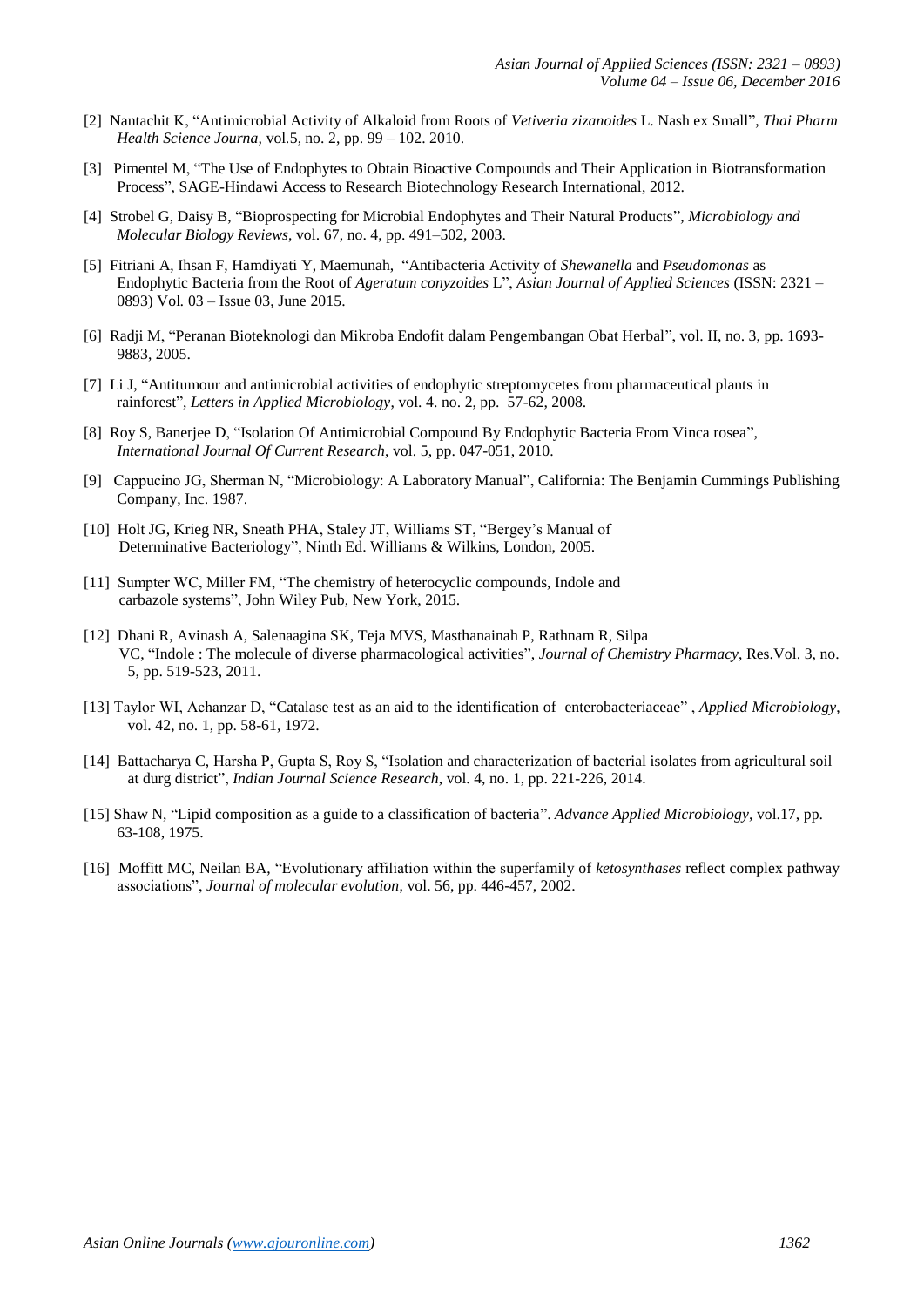[2] Nantachit K, "Antimicrobial Activity of Alkaloid from Roots of *Vetiveria zizanoides* L. Nash ex Small", *Thai Pharm Health Science Journa*, vol.5, no. 2, pp. 99 – 102. 2010.

[3] Pimentel M, "The Use of Endophytes to Obtain Bioactive Compounds and Their Application in Biotransformation Process", SAGE-Hindawi Access to Research Biotechnology Research International, 2012.

[4] Strobel G, Daisy B, "Bioprospecting for Microbial Endophytes and Their Natural Products", *Microbiology and Molecular Biology Reviews*, vol. 67, no. 4, pp. 491–502, 2003.

[5] Fitriani A, Ihsan F, Hamdiyati Y, Maemunah, "Antibacteria Activity of *Shewanella* and *Pseudomonas* as Endophytic Bacteria from the Root of *Ageratum conyzoides* L", *Asian Journal of Applied Sciences* (ISSN: 2321 – 0893) Vol. 03 – Issue 03, June 2015.

[6] Radji M, "Peranan Bioteknologi dan Mikroba Endofit dalam Pengembangan Obat Herbal", vol. II, no. 3, pp. 1693-9883, 2005.

[7] Li J, "Antitumour and antimicrobial activities of endophytic streptomycetes from pharmaceutical plants in rainforest", *Letters in Applied Microbiology*, vol. 4. no. 2, pp. 57-62, 2008.

[8] Roy S, Banerjee D, "Isolation Of Antimicrobial Compound By Endophytic Bacteria From Vinca rosea", *International Journal Of Current Research*, vol. 5, pp. 047-051, 2010.

[9] Cappucino JG, Sherman N, "Microbiology: A Laboratory Manual", California: The Benjamin Cummings Publishing Company, Inc. 1987.

[10] Holt JG, Krieg NR, Sneath PHA, Staley JT, Williams ST, "Bergey's Manual of Determinative Bacteriology", Ninth Ed. Williams & Wilkins, London, 2005.

[11] Sumpter WC, Miller FM, "The chemistry of heterocyclic compounds, Indole and carbazole systems", John Wiley Pub, New York, 2015.

[12] Dhani R, Avinash A, Salenaagina SK, Teja MVS, Masthanainah P, Rathnam R, Silpa VC, "Indole : The molecule of diverse pharmacological activities", *Journal of Chemistry Pharmacy*, Res.Vol. 3, no. 5, pp. 519-523, 2011.

[13] Taylor WI, Achanzar D, "Catalase test as an aid to the identification of enterobacteriaceae" , *Applied Microbiology*, vol. 42, no. 1, pp. 58-61, 1972.

[14] Battacharya C, Harsha P, Gupta S, Roy S, "Isolation and characterization of bacterial isolates from agricultural soil at durg district", *Indian Journal Science Research*, vol. 4, no. 1, pp. 221-226, 2014.

[15] Shaw N, "Lipid composition as a guide to a classification of bacteria". *Advance Applied Microbiology*, vol.17, pp. 63-108, 1975.

[16] Moffitt MC, Neilan BA, "Evolutionary affiliation within the superfamily of *ketosynthases* reflect complex pathway associations", *Journal of molecular evolution*, vol. 56, pp. 446-457, 2002.